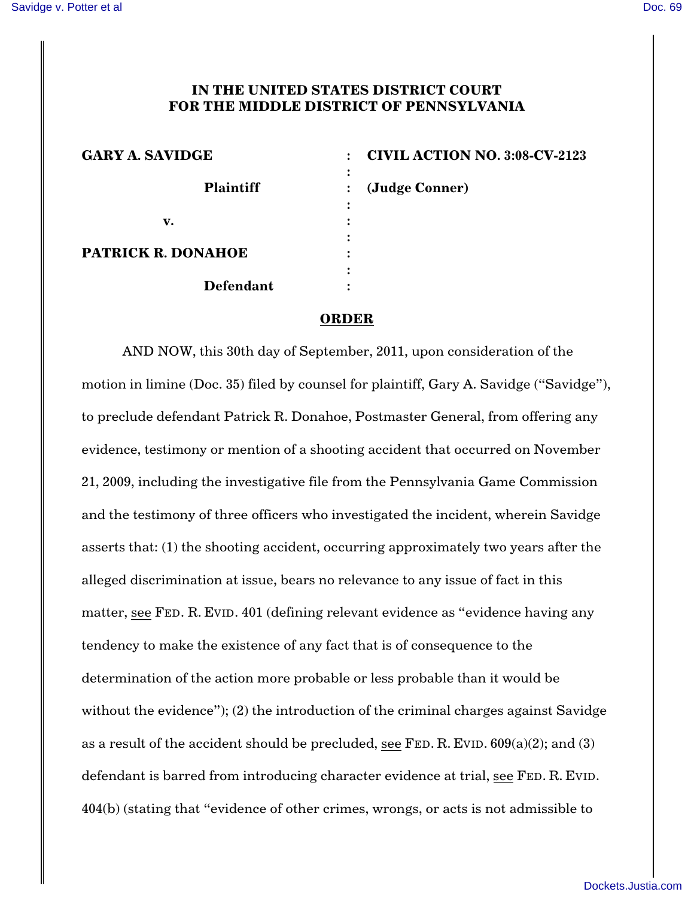**IN THE UNITED STATES DISTRICT COURT**
**FOR THE MIDDLE DISTRICT OF PENNSYLVANIA**

| | | |
|---|---|---|
| **GARY A. SAVIDGE** | : | **CIVIL ACTION NO. 3:08-CV-2123** |
| **Plaintiff** | : | **(Judge Conner)** |
| **v.** | : | |
| **PATRICK R. DONAHOE** | : | |
| **Defendant** | : | |

## ORDER

AND NOW, this 30th day of September, 2011, upon consideration of the motion in limine (Doc. 35) filed by counsel for plaintiff, Gary A. Savidge ("Savidge"), to preclude defendant Patrick R. Donahoe, Postmaster General, from offering any evidence, testimony or mention of a shooting accident that occurred on November 21, 2009, including the investigative file from the Pennsylvania Game Commission and the testimony of three officers who investigated the incident, wherein Savidge asserts that: (1) the shooting accident, occurring approximately two years after the alleged discrimination at issue, bears no relevance to any issue of fact in this matter, see FED. R. EVID. 401 (defining relevant evidence as "evidence having any tendency to make the existence of any fact that is of consequence to the determination of the action more probable or less probable than it would be without the evidence"); (2) the introduction of the criminal charges against Savidge as a result of the accident should be precluded, see FED. R. EVID. 609(a)(2); and (3) defendant is barred from introducing character evidence at trial, see FED. R. EVID. 404(b) (stating that "evidence of other crimes, wrongs, or acts is not admissible to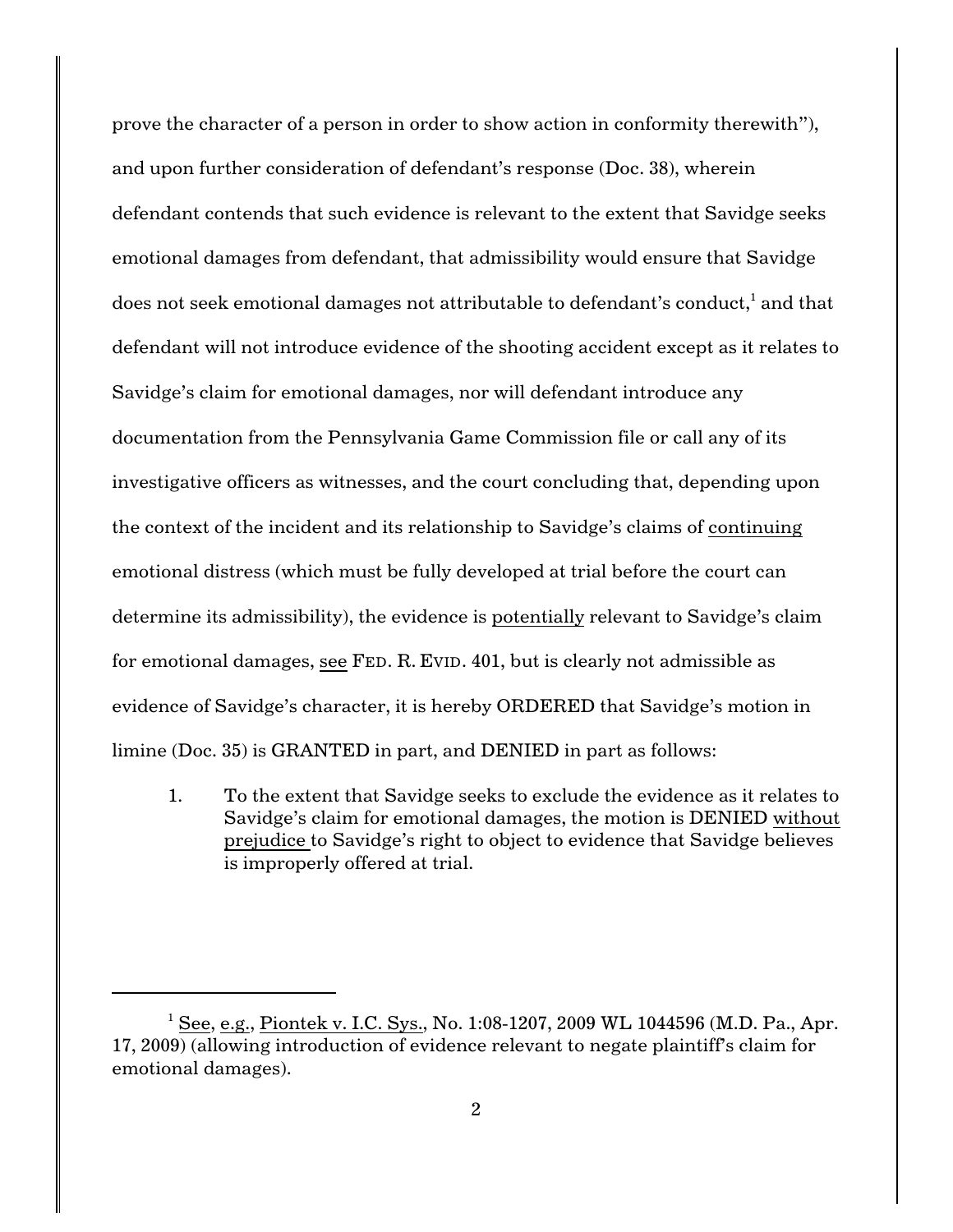prove the character of a person in order to show action in conformity therewith"), and upon further consideration of defendant's response (Doc. 38), wherein defendant contends that such evidence is relevant to the extent that Savidge seeks emotional damages from defendant, that admissibility would ensure that Savidge does not seek emotional damages not attributable to defendant's conduct,[1] and that defendant will not introduce evidence of the shooting accident except as it relates to Savidge's claim for emotional damages, nor will defendant introduce any documentation from the Pennsylvania Game Commission file or call any of its investigative officers as witnesses, and the court concluding that, depending upon the context of the incident and its relationship to Savidge's claims of <u>continuing</u> emotional distress (which must be fully developed at trial before the court can determine its admissibility), the evidence is <u>potentially</u> relevant to Savidge's claim for emotional damages, <u>see</u> FED. R. EVID. 401, but is clearly not admissible as evidence of Savidge's character, it is hereby ORDERED that Savidge's motion in limine (Doc. 35) is GRANTED in part, and DENIED in part as follows:

1. To the extent that Savidge seeks to exclude the evidence as it relates to Savidge's claim for emotional damages, the motion is DENIED <u>without prejudice</u> to Savidge's right to object to evidence that Savidge believes is improperly offered at trial.

---

[1] <u>See</u>, <u>e.g.</u>, <u>Piontek v. I.C. Sys.</u>, No. 1:08-1207, 2009 WL 1044596 (M.D. Pa., Apr. 17, 2009) (allowing introduction of evidence relevant to negate plaintiff's claim for emotional damages).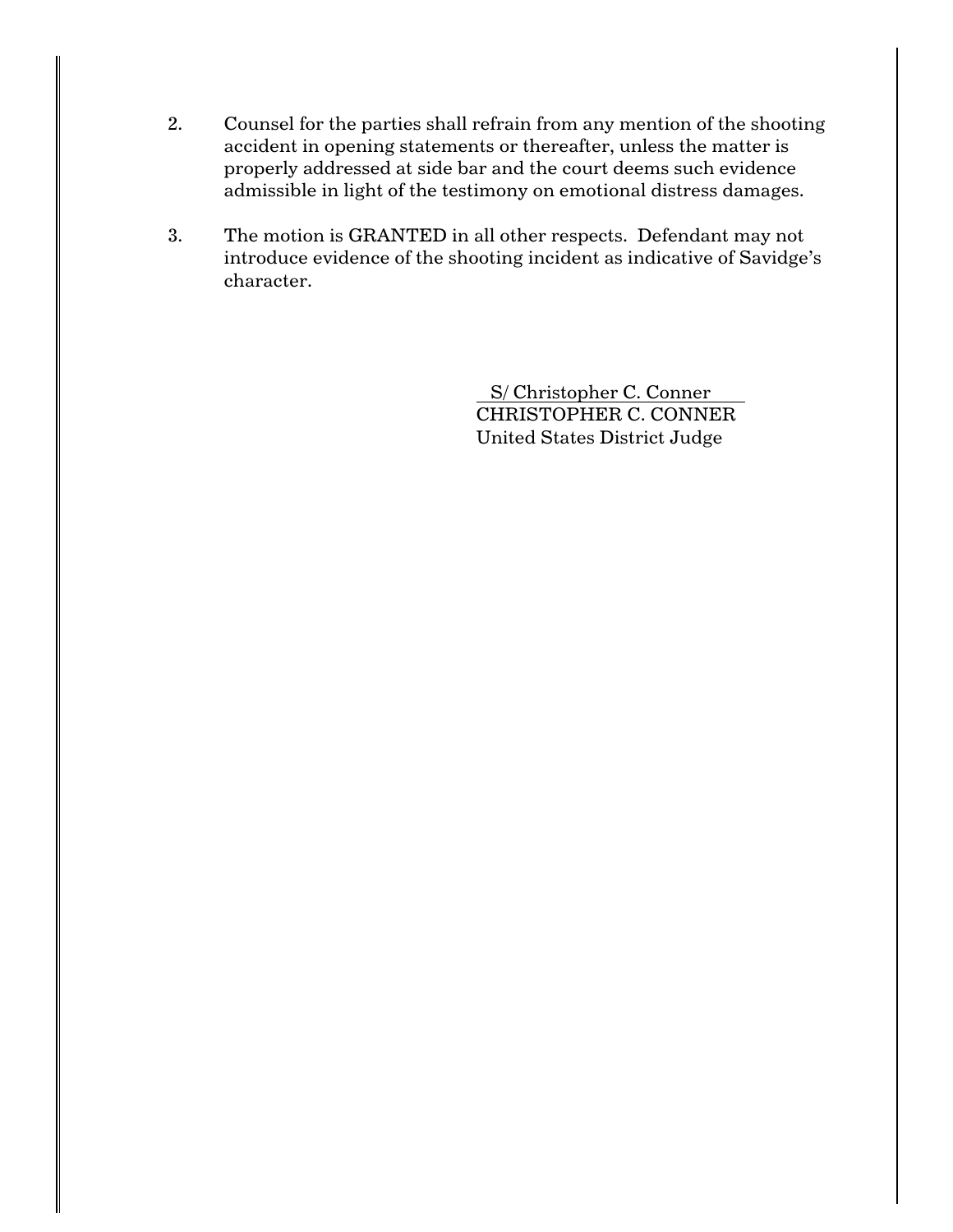2. Counsel for the parties shall refrain from any mention of the shooting accident in opening statements or thereafter, unless the matter is properly addressed at side bar and the court deems such evidence admissible in light of the testimony on emotional distress damages.

3. The motion is GRANTED in all other respects. Defendant may not introduce evidence of the shooting incident as indicative of Savidge's character.

S/ Christopher C. Conner
CHRISTOPHER C. CONNER
United States District Judge